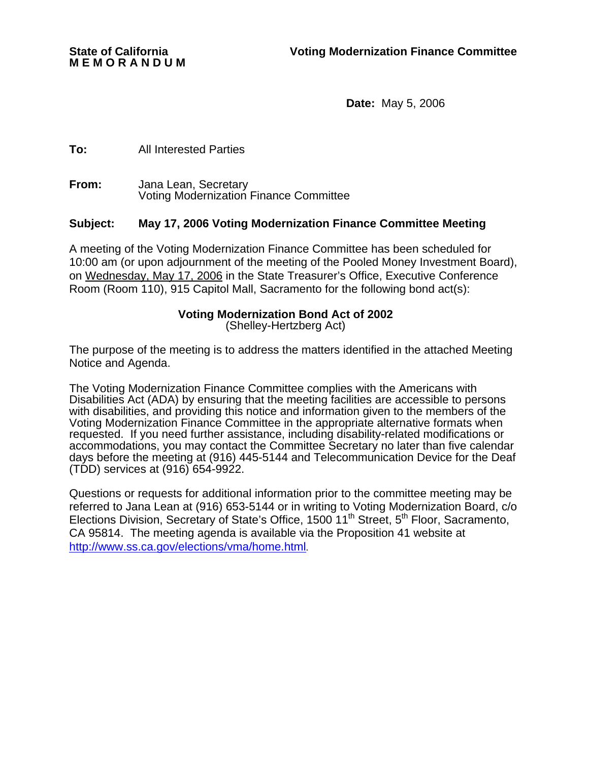**State of California** **Voting Modernization Finance Committee**
**M E M O R A N D U M**

**Date:** May 5, 2006

**To:** All Interested Parties

**From:** Jana Lean, Secretary
Voting Modernization Finance Committee

**Subject: May 17, 2006 Voting Modernization Finance Committee Meeting**

A meeting of the Voting Modernization Finance Committee has been scheduled for 10:00 am (or upon adjournment of the meeting of the Pooled Money Investment Board), on <u>Wednesday, May 17, 2006</u> in the State Treasurer's Office, Executive Conference Room (Room 110), 915 Capitol Mall, Sacramento for the following bond act(s):

**Voting Modernization Bond Act of 2002**
(Shelley-Hertzberg Act)

The purpose of the meeting is to address the matters identified in the attached Meeting Notice and Agenda.

The Voting Modernization Finance Committee complies with the Americans with Disabilities Act (ADA) by ensuring that the meeting facilities are accessible to persons with disabilities, and providing this notice and information given to the members of the Voting Modernization Finance Committee in the appropriate alternative formats when requested. If you need further assistance, including disability-related modifications or accommodations, you may contact the Committee Secretary no later than five calendar days before the meeting at (916) 445-5144 and Telecommunication Device for the Deaf (TDD) services at (916) 654-9922.

Questions or requests for additional information prior to the committee meeting may be referred to Jana Lean at (916) 653-5144 or in writing to Voting Modernization Board, c/o Elections Division, Secretary of State's Office, 1500 11th Street, 5th Floor, Sacramento, CA 95814. The meeting agenda is available via the Proposition 41 website at http://www.ss.ca.gov/elections/vma/home.html.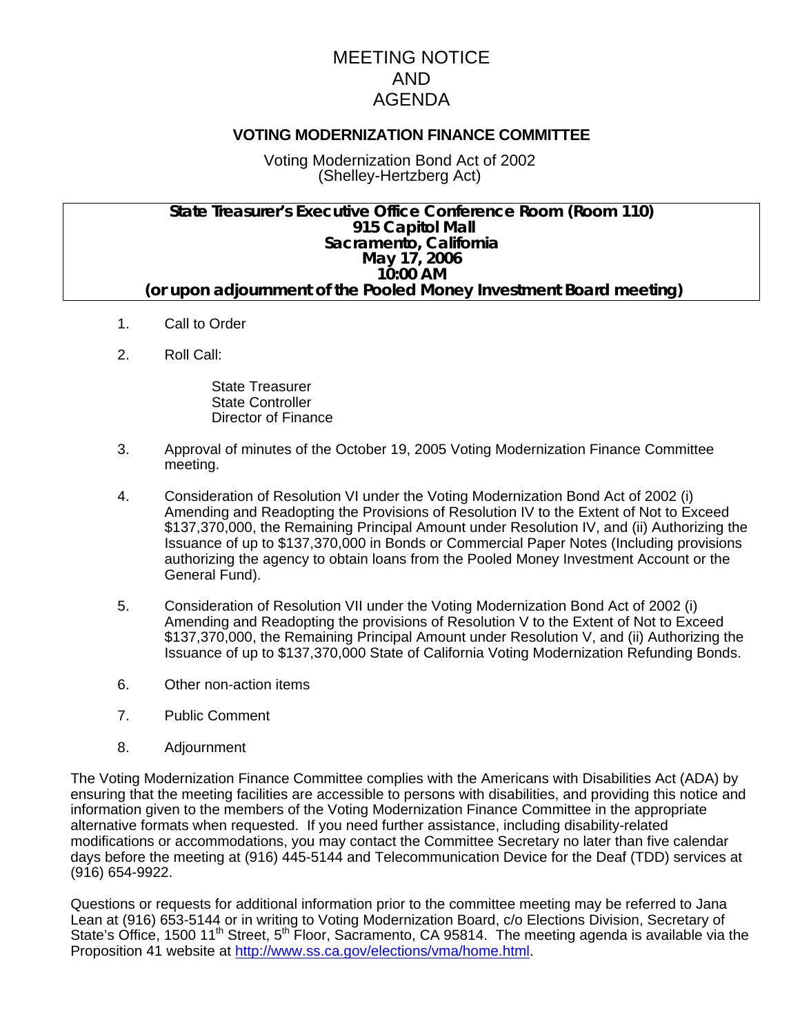# MEETING NOTICE
# AND
# AGENDA

## VOTING MODERNIZATION FINANCE COMMITTEE

Voting Modernization Bond Act of 2002
(Shelley-Hertzberg Act)

**State Treasurer's Executive Office Conference Room (Room 110)**
**915 Capitol Mall**
**Sacramento, California**
**May 17, 2006**
**10:00 AM**
**(or upon adjournment of the Pooled Money Investment Board meeting)**

1. Call to Order

2. Roll Call:

   State Treasurer
   State Controller
   Director of Finance

3. Approval of minutes of the October 19, 2005 Voting Modernization Finance Committee meeting.

4. Consideration of Resolution VI under the Voting Modernization Bond Act of 2002 (i) Amending and Readopting the Provisions of Resolution IV to the Extent of Not to Exceed $137,370,000, the Remaining Principal Amount under Resolution IV, and (ii) Authorizing the Issuance of up to $137,370,000 in Bonds or Commercial Paper Notes (Including provisions authorizing the agency to obtain loans from the Pooled Money Investment Account or the General Fund).

5. Consideration of Resolution VII under the Voting Modernization Bond Act of 2002 (i) Amending and Readopting the provisions of Resolution V to the Extent of Not to Exceed $137,370,000, the Remaining Principal Amount under Resolution V, and (ii) Authorizing the Issuance of up to $137,370,000 State of California Voting Modernization Refunding Bonds.

6. Other non-action items

7. Public Comment

8. Adjournment

The Voting Modernization Finance Committee complies with the Americans with Disabilities Act (ADA) by ensuring that the meeting facilities are accessible to persons with disabilities, and providing this notice and information given to the members of the Voting Modernization Finance Committee in the appropriate alternative formats when requested. If you need further assistance, including disability-related modifications or accommodations, you may contact the Committee Secretary no later than five calendar days before the meeting at (916) 445-5144 and Telecommunication Device for the Deaf (TDD) services at (916) 654-9922.

Questions or requests for additional information prior to the committee meeting may be referred to Jana Lean at (916) 653-5144 or in writing to Voting Modernization Board, c/o Elections Division, Secretary of State's Office, 1500 11th Street, 5th Floor, Sacramento, CA 95814. The meeting agenda is available via the Proposition 41 website at http://www.ss.ca.gov/elections/vma/home.html.